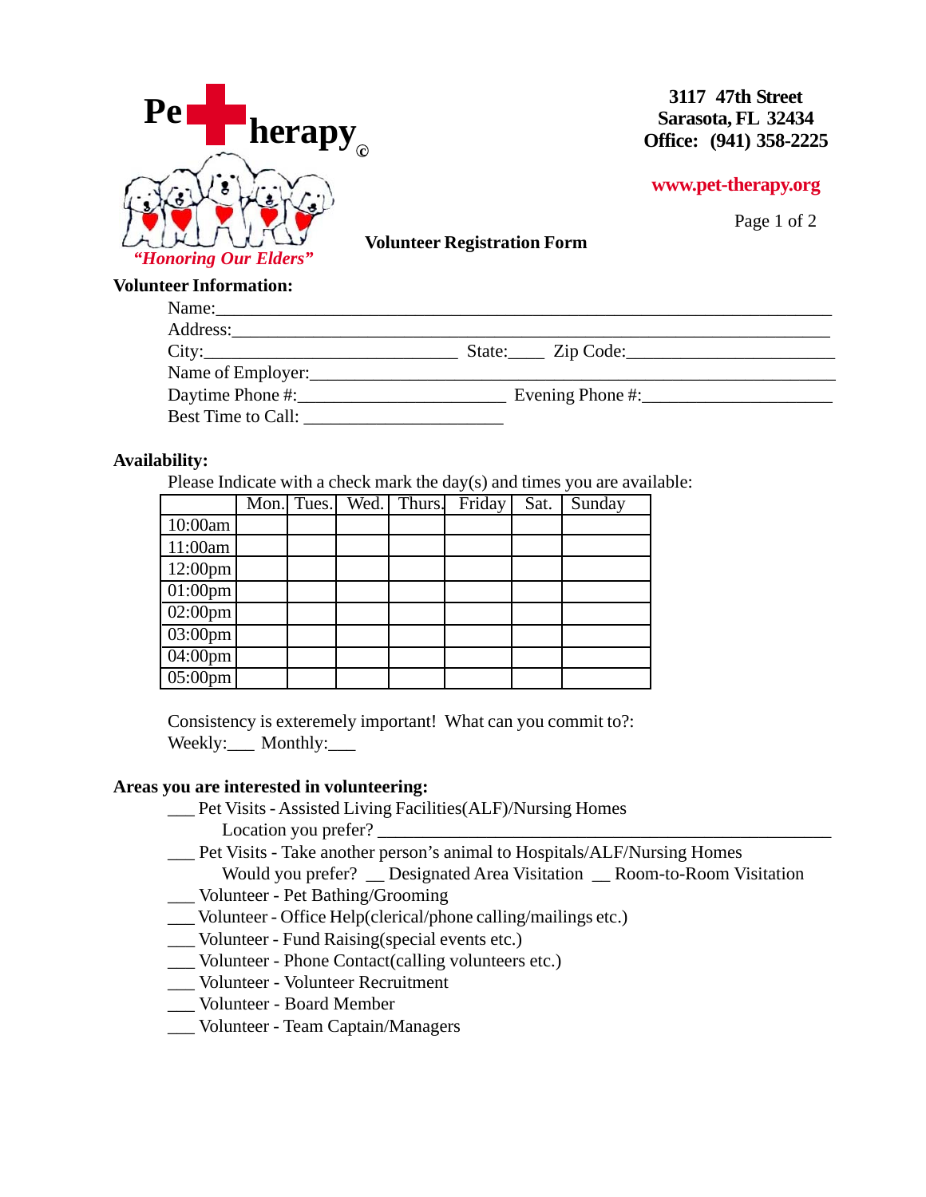Pet Therapy©

*"Honoring Our Elders"*

**3117 47th Street**
**Sarasota, FL 32434**
**Office: (941) 358-2225**

**www.pet-therapy.org**

**Volunteer Registration Form**

**Volunteer Information:**

Name:______________________________________________________________

Address:____________________________________________________________

City:___________________________ State:____ Zip Code:______________________

Name of Employer:_____________________________________________________

Daytime Phone #:______________________ Evening Phone #:____________________

Best Time to Call: ______________________

**Availability:**

Please Indicate with a check mark the day(s) and times you are available:

| | Mon. | Tues. | Wed. | Thurs. | Friday | Sat. | Sunday |
|---|---|---|---|---|---|---|---|
| 10:00am | | | | | | | |
| 11:00am | | | | | | | |
| 12:00pm | | | | | | | |
| 01:00pm | | | | | | | |
| 02:00pm | | | | | | | |
| 03:00pm | | | | | | | |
| 04:00pm | | | | | | | |
| 05:00pm | | | | | | | |

Consistency is exteremely important! What can you commit to?:
Weekly:___ Monthly:___

**Areas you are interested in volunteering:**

___ Pet Visits - Assisted Living Facilities(ALF)/Nursing Homes
  Location you prefer? ____________________________________________

___ Pet Visits - Take another person's animal to Hospitals/ALF/Nursing Homes
  Would you prefer? __ Designated Area Visitation __ Room-to-Room Visitation

___ Volunteer - Pet Bathing/Grooming

___ Volunteer - Office Help(clerical/phone calling/mailings etc.)

___ Volunteer - Fund Raising(special events etc.)

___ Volunteer - Phone Contact(calling volunteers etc.)

___ Volunteer - Volunteer Recruitment

___ Volunteer - Board Member

___ Volunteer - Team Captain/Managers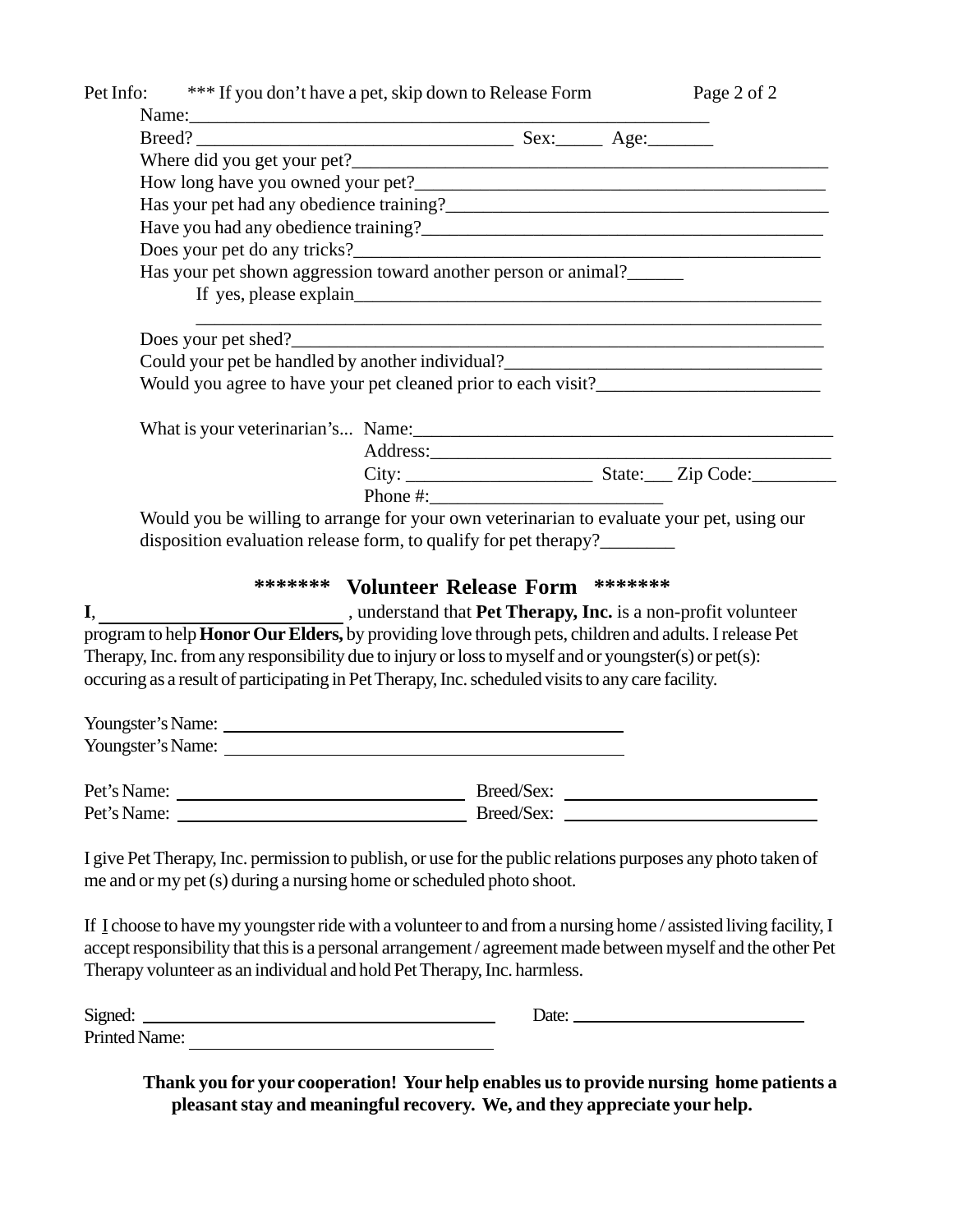Pet Info: *** If you don't have a pet, skip down to Release Form

Name:\_\_\_\_\_\_\_\_\_\_\_\_\_\_\_\_\_\_\_\_\_\_\_\_\_\_\_\_\_\_\_\_\_\_\_\_\_\_\_\_\_\_\_\_\_\_\_\_\_\_\_\_\_\_\_\_\_\_

Breed? \_\_\_\_\_\_\_\_\_\_\_\_\_\_\_\_\_\_\_\_\_\_\_\_\_\_\_\_\_\_\_\_\_\_ Sex:\_\_\_\_\_ Age:\_\_\_\_\_\_\_

Where did you get your pet?\_\_\_\_\_\_\_\_\_\_\_\_\_\_\_\_\_\_\_\_\_\_\_\_\_\_\_\_\_\_\_\_\_\_\_\_\_\_\_\_\_\_\_\_\_\_\_\_\_\_\_\_

How long have you owned your pet?\_\_\_\_\_\_\_\_\_\_\_\_\_\_\_\_\_\_\_\_\_\_\_\_\_\_\_\_\_\_\_\_\_\_\_\_\_\_\_\_\_\_\_\_\_

Has your pet had any obedience training?\_\_\_\_\_\_\_\_\_\_\_\_\_\_\_\_\_\_\_\_\_\_\_\_\_\_\_\_\_\_\_\_\_\_\_\_\_\_\_\_\_

Have you had any obedience training?\_\_\_\_\_\_\_\_\_\_\_\_\_\_\_\_\_\_\_\_\_\_\_\_\_\_\_\_\_\_\_\_\_\_\_\_\_\_\_\_\_\_\_\_

Does your pet do any tricks?\_\_\_\_\_\_\_\_\_\_\_\_\_\_\_\_\_\_\_\_\_\_\_\_\_\_\_\_\_\_\_\_\_\_\_\_\_\_\_\_\_\_\_\_\_\_\_\_\_\_\_

Has your pet shown aggression toward another person or animal?\_\_\_\_\_\_

If yes, please explain\_\_\_\_\_\_\_\_\_\_\_\_\_\_\_\_\_\_\_\_\_\_\_\_\_\_\_\_\_\_\_\_\_\_\_\_\_\_\_\_\_\_\_\_\_\_\_\_\_\_\_\_\_\_\_

\_\_\_\_\_\_\_\_\_\_\_\_\_\_\_\_\_\_\_\_\_\_\_\_\_\_\_\_\_\_\_\_\_\_\_\_\_\_\_\_\_\_\_\_\_\_\_\_\_\_\_\_\_\_\_\_\_\_\_\_\_\_\_\_\_\_\_\_\_\_\_\_

Does your pet shed?\_\_\_\_\_\_\_\_\_\_\_\_\_\_\_\_\_\_\_\_\_\_\_\_\_\_\_\_\_\_\_\_\_\_\_\_\_\_\_\_\_\_\_\_\_\_\_\_\_\_\_\_\_\_\_\_\_\_\_

Could your pet be handled by another individual?\_\_\_\_\_\_\_\_\_\_\_\_\_\_\_\_\_\_\_\_\_\_\_\_\_\_\_\_\_\_\_\_\_\_\_

Would you agree to have your pet cleaned prior to each visit?\_\_\_\_\_\_\_\_\_\_\_\_\_\_\_\_\_\_\_\_\_\_\_\_\_

What is your veterinarian's... Name:\_\_\_\_\_\_\_\_\_\_\_\_\_\_\_\_\_\_\_\_\_\_\_\_\_\_\_\_\_\_\_\_\_\_\_\_\_\_\_\_\_\_\_\_\_\_

Address:\_\_\_\_\_\_\_\_\_\_\_\_\_\_\_\_\_\_\_\_\_\_\_\_\_\_\_\_\_\_\_\_\_\_\_\_\_\_\_\_\_\_\_\_

City: \_\_\_\_\_\_\_\_\_\_\_\_\_\_\_\_\_\_\_\_ State:\_\_\_ Zip Code:\_\_\_\_\_\_\_\_\_

Phone #:\_\_\_\_\_\_\_\_\_\_\_\_\_\_\_\_\_\_\_\_\_\_\_\_\_\_

Would you be willing to arrange for your own veterinarian to evaluate your pet, using our disposition evaluation release form, to qualify for pet therapy?\_\_\_\_\_\_\_\_

## ******* Volunteer Release Form *******

**I**, \_\_\_\_\_\_\_\_\_\_\_\_\_\_\_\_\_\_\_\_\_\_\_\_\_\_ , understand that **Pet Therapy, Inc.** is a non-profit volunteer program to help **Honor Our Elders,** by providing love through pets, children and adults. I release Pet Therapy, Inc. from any responsibility due to injury or loss to myself and or youngster(s) or pet(s): occuring as a result of participating in Pet Therapy, Inc. scheduled visits to any care facility.

Youngster's Name: \_\_\_\_\_\_\_\_\_\_\_\_\_\_\_\_\_\_\_\_\_\_\_\_\_\_\_\_\_\_\_\_\_\_\_\_\_\_\_\_\_\_\_\_

Youngster's Name: \_\_\_\_\_\_\_\_\_\_\_\_\_\_\_\_\_\_\_\_\_\_\_\_\_\_\_\_\_\_\_\_\_\_\_\_\_\_\_\_\_\_\_\_

Pet's Name: \_\_\_\_\_\_\_\_\_\_\_\_\_\_\_\_\_\_\_\_\_\_\_\_\_\_\_\_\_\_\_\_\_ Breed/Sex: \_\_\_\_\_\_\_\_\_\_\_\_\_\_\_\_\_\_\_\_\_\_\_\_\_\_\_\_

Pet's Name: \_\_\_\_\_\_\_\_\_\_\_\_\_\_\_\_\_\_\_\_\_\_\_\_\_\_\_\_\_\_\_\_\_ Breed/Sex: \_\_\_\_\_\_\_\_\_\_\_\_\_\_\_\_\_\_\_\_\_\_\_\_\_\_\_\_

I give Pet Therapy, Inc. permission to publish, or use for the public relations purposes any photo taken of me and or my pet (s) during a nursing home or scheduled photo shoot.

If I choose to have my youngster ride with a volunteer to and from a nursing home / assisted living facility, I accept responsibility that this is a personal arrangement / agreement made between myself and the other Pet Therapy volunteer as an individual and hold Pet Therapy, Inc. harmless.

Signed: \_\_\_\_\_\_\_\_\_\_\_\_\_\_\_\_\_\_\_\_\_\_\_\_\_\_\_\_\_\_\_\_\_\_\_\_\_\_\_\_ Date: \_\_\_\_\_\_\_\_\_\_\_\_\_\_\_\_\_\_\_\_\_\_\_\_\_\_\_\_

Printed Name: \_\_\_\_\_\_\_\_\_\_\_\_\_\_\_\_\_\_\_\_\_\_\_\_\_\_\_\_\_\_\_\_\_\_\_\_

**Thank you for your cooperation! Your help enables us to provide nursing home patients a pleasant stay and meaningful recovery. We, and they appreciate your help.**